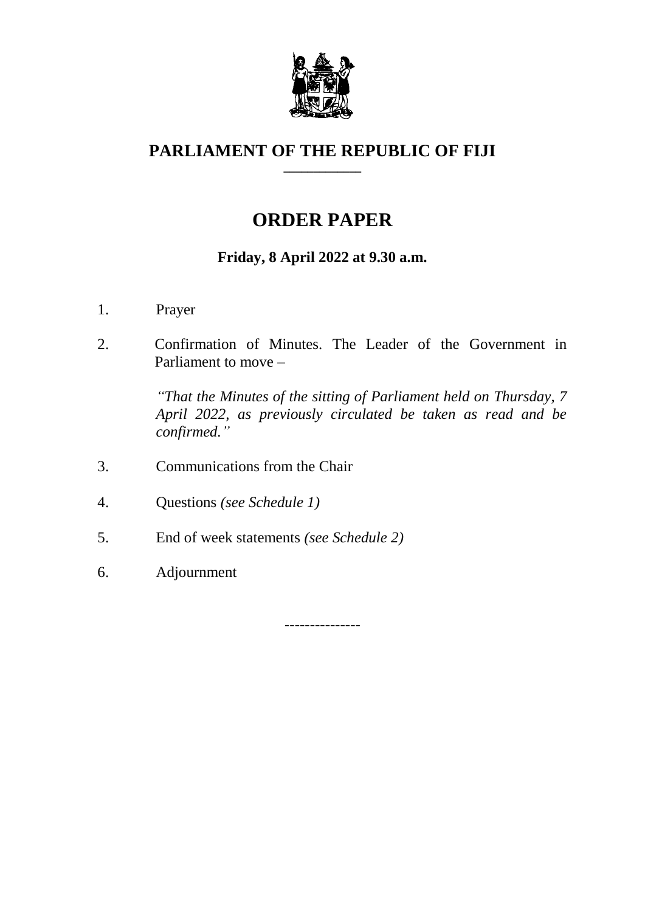# PARLIAMENT OF THE REPUBLIC OF FIJI

## ORDER PAPER

**Friday, 8 April 2022 at 9.30 a.m.**

1. Prayer

2. Confirmation of Minutes. The Leader of the Government in Parliament to move –

   *"That the Minutes of the sitting of Parliament held on Thursday, 7 April 2022, as previously circulated be taken as read and be confirmed."*

3. Communications from the Chair

4. Questions *(see Schedule 1)*

5. End of week statements *(see Schedule 2)*

6. Adjournment

---------------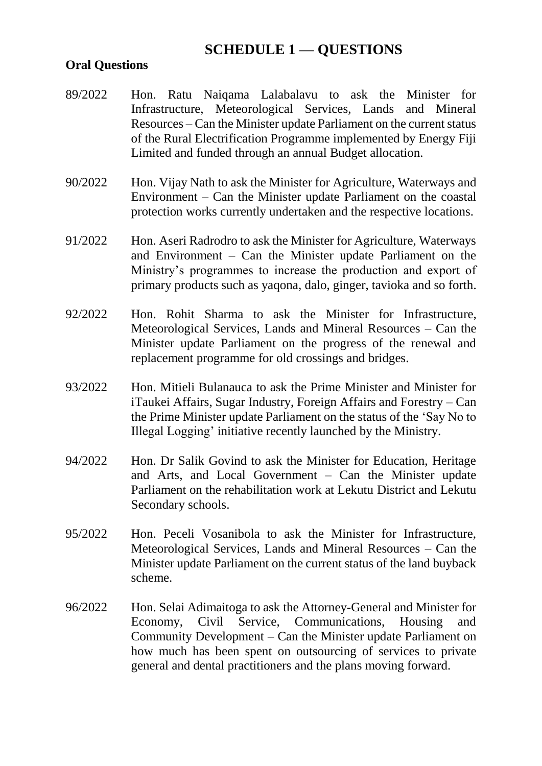# SCHEDULE 1 — QUESTIONS

**Oral Questions**

89/2022 Hon. Ratu Naiqama Lalabalavu to ask the Minister for Infrastructure, Meteorological Services, Lands and Mineral Resources – Can the Minister update Parliament on the current status of the Rural Electrification Programme implemented by Energy Fiji Limited and funded through an annual Budget allocation.

90/2022 Hon. Vijay Nath to ask the Minister for Agriculture, Waterways and Environment – Can the Minister update Parliament on the coastal protection works currently undertaken and the respective locations.

91/2022 Hon. Aseri Radrodro to ask the Minister for Agriculture, Waterways and Environment – Can the Minister update Parliament on the Ministry's programmes to increase the production and export of primary products such as yaqona, dalo, ginger, tavioka and so forth.

92/2022 Hon. Rohit Sharma to ask the Minister for Infrastructure, Meteorological Services, Lands and Mineral Resources – Can the Minister update Parliament on the progress of the renewal and replacement programme for old crossings and bridges.

93/2022 Hon. Mitieli Bulanauca to ask the Prime Minister and Minister for iTaukei Affairs, Sugar Industry, Foreign Affairs and Forestry – Can the Prime Minister update Parliament on the status of the 'Say No to Illegal Logging' initiative recently launched by the Ministry.

94/2022 Hon. Dr Salik Govind to ask the Minister for Education, Heritage and Arts, and Local Government – Can the Minister update Parliament on the rehabilitation work at Lekutu District and Lekutu Secondary schools.

95/2022 Hon. Peceli Vosanibola to ask the Minister for Infrastructure, Meteorological Services, Lands and Mineral Resources – Can the Minister update Parliament on the current status of the land buyback scheme.

96/2022 Hon. Selai Adimaitoga to ask the Attorney-General and Minister for Economy, Civil Service, Communications, Housing and Community Development – Can the Minister update Parliament on how much has been spent on outsourcing of services to private general and dental practitioners and the plans moving forward.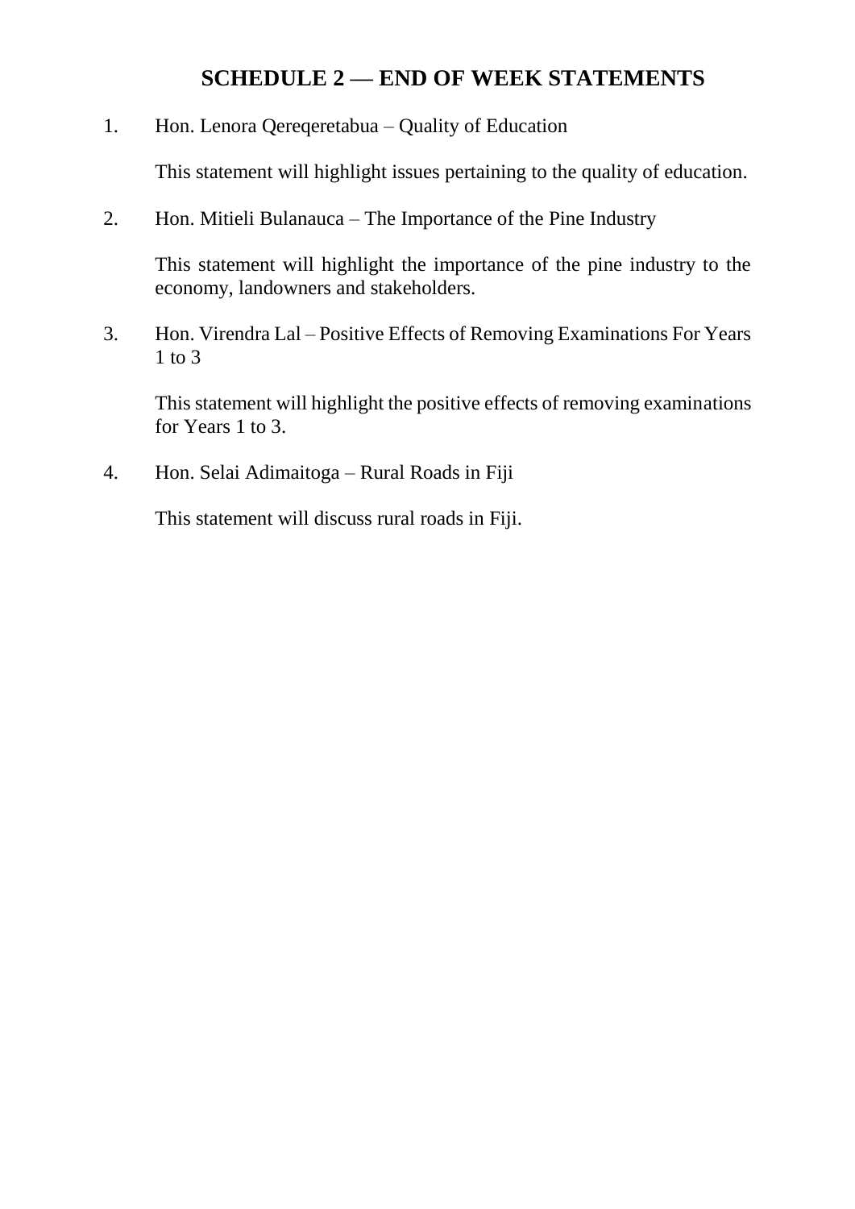# SCHEDULE 2 — END OF WEEK STATEMENTS

1. Hon. Lenora Qereqeretabua – Quality of Education

   This statement will highlight issues pertaining to the quality of education.

2. Hon. Mitieli Bulanauca – The Importance of the Pine Industry

   This statement will highlight the importance of the pine industry to the economy, landowners and stakeholders.

3. Hon. Virendra Lal – Positive Effects of Removing Examinations For Years 1 to 3

   This statement will highlight the positive effects of removing examinations for Years 1 to 3.

4. Hon. Selai Adimaitoga – Rural Roads in Fiji

   This statement will discuss rural roads in Fiji.